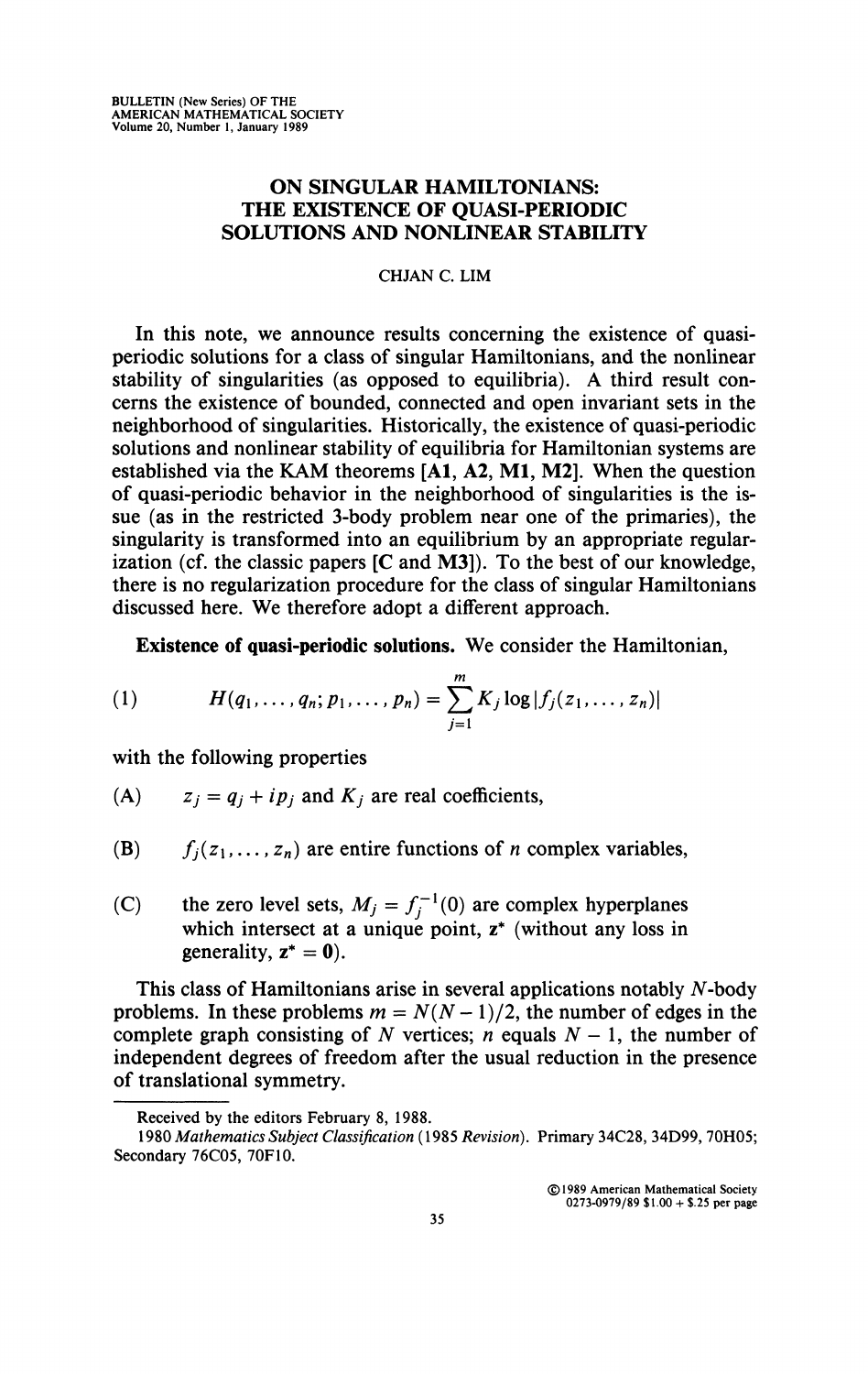# ON SINGULAR HAMILTONIANS: THE EXISTENCE OF QUASI-PERIODIC SOLUTIONS AND NONLINEAR STABILITY

CHJAN C. LIM

In this note, we announce results concerning the existence of quasi-periodic solutions for a class of singular Hamiltonians, and the nonlinear stability of singularities (as opposed to equilibria). A third result concerns the existence of bounded, connected and open invariant sets in the neighborhood of singularities. Historically, the existence of quasi-periodic solutions and nonlinear stability of equilibria for Hamiltonian systems are established via the KAM theorems [**A1, A2, M1, M2**]. When the question of quasi-periodic behavior in the neighborhood of singularities is the issue (as in the restricted 3-body problem near one of the primaries), the singularity is transformed into an equilibrium by an appropriate regularization (cf. the classic papers [**C** and **M3**]). To the best of our knowledge, there is no regularization procedure for the class of singular Hamiltonians discussed here. We therefore adopt a different approach.

**Existence of quasi-periodic solutions.** We consider the Hamiltonian,

$$H(q_1, \ldots, q_n; p_1, \ldots, p_n) = \sum_{j=1}^{m} K_j \log |f_j(z_1, \ldots, z_n)| \tag{1}$$

with the following properties

(A) $z_j = q_j + ip_j$ and $K_j$ are real coefficients,

(B) $f_j(z_1, \ldots, z_n)$ are entire functions of $n$ complex variables,

(C) the zero level sets, $M_j = f_j^{-1}(0)$ are complex hyperplanes which intersect at a unique point, $\mathbf{z}^*$ (without any loss in generality, $\mathbf{z}^* = \mathbf{0}$).

This class of Hamiltonians arise in several applications notably $N$-body problems. In these problems $m = N(N-1)/2$, the number of edges in the complete graph consisting of $N$ vertices; $n$ equals $N - 1$, the number of independent degrees of freedom after the usual reduction in the presence of translational symmetry.

---

Received by the editors February 8, 1988.

1980 *Mathematics Subject Classification* (1985 *Revision*). Primary 34C28, 34D99, 70H05; Secondary 76C05, 70F10.

©1989 American Mathematical Society
0273-0979/89 $1.00 + $.25 per page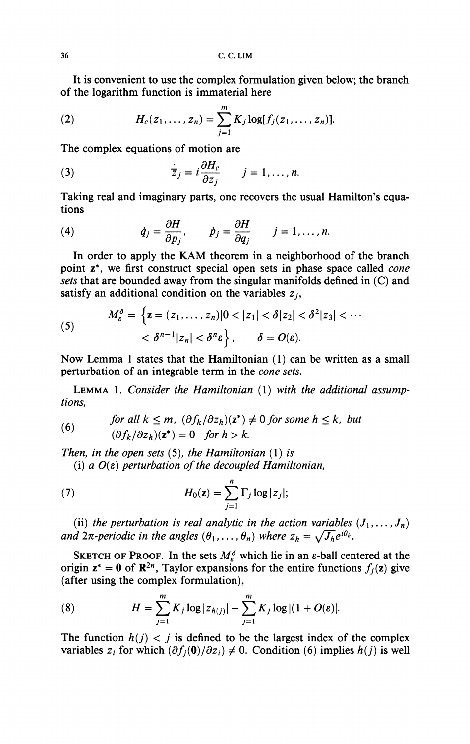It is convenient to use the complex formulation given below; the branch of the logarithm function is immaterial here

$$H_c(z_1, \ldots, z_n) = \sum_{j=1}^{m} K_j \log[f_j(z_1, \ldots, z_n)]. \tag{2}$$

The complex equations of motion are

$$\dot{\bar{z}}_j = i\frac{\partial H_c}{\partial z_j} \qquad j = 1, \ldots, n. \tag{3}$$

Taking real and imaginary parts, one recovers the usual Hamilton's equations

$$\dot{q}_j = \frac{\partial H}{\partial p_j}, \qquad \dot{p}_j = \frac{\partial H}{\partial q_j} \qquad j = 1, \ldots, n. \tag{4}$$

In order to apply the KAM theorem in a neighborhood of the branch point $\mathbf{z}^*$, we first construct special open sets in phase space called *cone sets* that are bounded away from the singular manifolds defined in (C) and satisfy an additional condition on the variables $z_j$,

$$\begin{aligned} M_\varepsilon^\delta = \Big\{ \mathbf{z} = (z_1, \ldots, z_n) | 0 < |z_1| < \delta|z_2| < \delta^2|z_3| < \cdots \\ < \delta^{n-1}|z_n| < \delta^n \varepsilon \Big\}, \qquad \delta = O(\varepsilon). \end{aligned} \tag{5}$$

Now Lemma 1 states that the Hamiltonian (1) can be written as a small perturbation of an integrable term in the *cone sets*.

LEMMA 1. *Consider the Hamiltonian* (1) *with the additional assumptions,*

$$\begin{aligned} &\textit{for all } k \le m, \ (\partial f_k / \partial z_h)(\mathbf{z}^*) \ne 0 \textit{ for some } h \le k, \textit{ but} \\ &(\partial f_k / \partial z_h)(\mathbf{z}^*) = 0 \quad \textit{for } h > k. \end{aligned} \tag{6}$$

*Then, in the open sets* (5), *the Hamiltonian* (1) *is*

(i) *a* $O(\varepsilon)$ *perturbation of the decoupled Hamiltonian,*

$$H_0(\mathbf{z}) = \sum_{j=1}^{n} \Gamma_j \log|z_j|; \tag{7}$$

(ii) *the perturbation is real analytic in the action variables* $(J_1, \ldots, J_n)$ *and* $2\pi$*-periodic in the angles* $(\theta_1, \ldots, \theta_n)$ *where* $z_h = \sqrt{J_h}e^{i\theta_h}$.

SKETCH OF PROOF. In the sets $M_\varepsilon^\delta$ which lie in an $\varepsilon$-ball centered at the origin $\mathbf{z}^* = \mathbf{0}$ of $\mathbf{R}^{2n}$, Taylor expansions for the entire functions $f_j(\mathbf{z})$ give (after using the complex formulation),

$$H = \sum_{j=1}^{m} K_j \log|z_{h(j)}| + \sum_{j=1}^{m} K_j \log|(1 + O(\varepsilon)|. \tag{8}$$

The function $h(j) < j$ is defined to be the largest index of the complex variables $z_i$ for which $(\partial f_j(\mathbf{0}) / \partial z_i) \ne 0$. Condition (6) implies $h(j)$ is well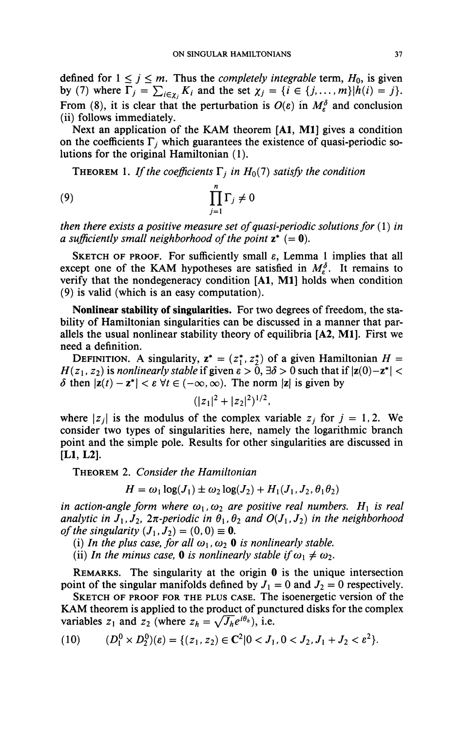defined for $1 \leq j \leq m$. Thus the *completely integrable* term, $H_0$, is given by (7) where $\Gamma_j = \sum_{i \in \chi_j} K_i$ and the set $\chi_j = \{i \in \{j, \dots, m\} | h(i) = j\}$. From (8), it is clear that the perturbation is $O(\varepsilon)$ in $M_\varepsilon^\delta$ and conclusion (ii) follows immediately.

Next an application of the KAM theorem [**A1, M1**] gives a condition on the coefficients $\Gamma_j$ which guarantees the existence of quasi-periodic solutions for the original Hamiltonian (1).

THEOREM 1. *If the coefficients $\Gamma_j$ in $H_0(7)$ satisfy the condition*

$$\prod_{j=1}^{n} \Gamma_j \neq 0 \tag{9}$$

*then there exists a positive measure set of quasi-periodic solutions for* (1) *in a sufficiently small neighborhood of the point* $\mathbf{z}^*$ $(= \mathbf{0})$.

SKETCH OF PROOF. For sufficiently small $\varepsilon$, Lemma 1 implies that all except one of the KAM hypotheses are satisfied in $M_\varepsilon^\delta$. It remains to verify that the nondegeneracy condition [**A1, M1**] holds when condition (9) is valid (which is an easy computation).

**Nonlinear stability of singularities.** For two degrees of freedom, the stability of Hamiltonian singularities can be discussed in a manner that parallels the usual nonlinear stability theory of equilibria [**A2, M1**]. First we need a definition.

DEFINITION. A singularity, $\mathbf{z}^* = (z_1^*, z_2^*)$ of a given Hamiltonian $H = H(z_1, z_2)$ is *nonlinearly stable* if given $\varepsilon > 0$, $\exists \delta > 0$ such that if $|\mathbf{z}(0) - \mathbf{z}^*| < \delta$ then $|\mathbf{z}(t) - \mathbf{z}^*| < \varepsilon$ $\forall t \in (-\infty, \infty)$. The norm $|\mathbf{z}|$ is given by

$$(|z_1|^2 + |z_2|^2)^{1/2},$$

where $|z_j|$ is the modulus of the complex variable $z_j$ for $j = 1, 2$. We consider two types of singularities here, namely the logarithmic branch point and the simple pole. Results for other singularities are discussed in [**L1, L2**].

THEOREM 2. *Consider the Hamiltonian*

$$H = \omega_1 \log(J_1) \pm \omega_2 \log(J_2) + H_1(J_1, J_2, \theta_1 \theta_2)$$

*in action-angle form where $\omega_1, \omega_2$ are positive real numbers. $H_1$ is real analytic in $J_1, J_2$, $2\pi$-periodic in $\theta_1, \theta_2$ and $O(J_1, J_2)$ in the neighborhood of the singularity $(J_1, J_2) = (0, 0) \equiv \mathbf{0}$.*

(i) *In the plus case, for all $\omega_1, \omega_2$ $\mathbf{0}$ is nonlinearly stable.*

(ii) *In the minus case, $\mathbf{0}$ is nonlinearly stable if $\omega_1 \neq \omega_2$.*

REMARKS. The singularity at the origin $\mathbf{0}$ is the unique intersection point of the singular manifolds defined by $J_1 = 0$ and $J_2 = 0$ respectively.

SKETCH OF PROOF FOR THE PLUS CASE. The isoenergetic version of the KAM theorem is applied to the product of punctured disks for the complex variables $z_1$ and $z_2$ (where $z_h = \sqrt{J_h} e^{i\theta_h}$), i.e.

$$(D_1^0 \times D_2^0)(\varepsilon) = \{(z_1, z_2) \in \mathbf{C}^2 | 0 < J_1, 0 < J_2, J_1 + J_2 < \varepsilon^2\}. \tag{10}$$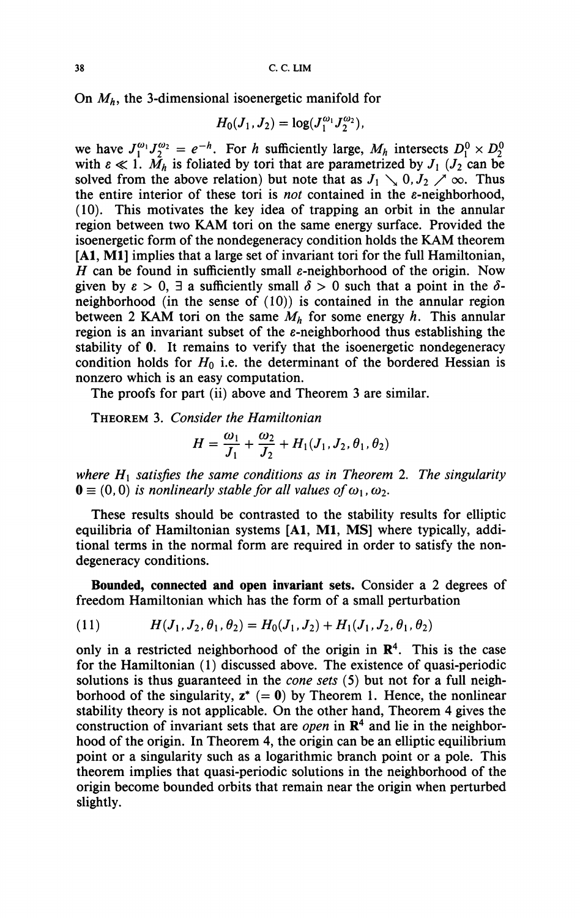On $M_h$, the 3-dimensional isoenergetic manifold for

$$H_0(J_1, J_2) = \log(J_1^{\omega_1} J_2^{\omega_2}),$$

we have $J_1^{\omega_1} J_2^{\omega_2} = e^{-h}$. For $h$ sufficiently large, $M_h$ intersects $D_1^0 \times D_2^0$ with $\varepsilon \ll 1$. $M_h$ is foliated by tori that are parametrized by $J_1$ ($J_2$ can be solved from the above relation) but note that as $J_1 \searrow 0, J_2 \nearrow \infty$. Thus the entire interior of these tori is *not* contained in the $\varepsilon$-neighborhood, (10). This motivates the key idea of trapping an orbit in the annular region between two KAM tori on the same energy surface. Provided the isoenergetic form of the nondegeneracy condition holds the KAM theorem [**A1, M1**] implies that a large set of invariant tori for the full Hamiltonian, $H$ can be found in sufficiently small $\varepsilon$-neighborhood of the origin. Now given by $\varepsilon > 0$, $\exists$ a sufficiently small $\delta > 0$ such that a point in the $\delta$-neighborhood (in the sense of (10)) is contained in the annular region between 2 KAM tori on the same $M_h$ for some energy $h$. This annular region is an invariant subset of the $\varepsilon$-neighborhood thus establishing the stability of $\mathbf{0}$. It remains to verify that the isoenergetic nondegeneracy condition holds for $H_0$ i.e. the determinant of the bordered Hessian is nonzero which is an easy computation.

The proofs for part (ii) above and Theorem 3 are similar.

THEOREM 3. *Consider the Hamiltonian*

$$H = \frac{\omega_1}{J_1} + \frac{\omega_2}{J_2} + H_1(J_1, J_2, \theta_1, \theta_2)$$

*where $H_1$ satisfies the same conditions as in Theorem 2. The singularity $\mathbf{0} \equiv (0, 0)$ is nonlinearly stable for all values of $\omega_1, \omega_2$.*

These results should be contrasted to the stability results for elliptic equilibria of Hamiltonian systems [**A1, M1, MS**] where typically, additional terms in the normal form are required in order to satisfy the nondegeneracy conditions.

**Bounded, connected and open invariant sets.** Consider a 2 degrees of freedom Hamiltonian which has the form of a small perturbation

$$H(J_1, J_2, \theta_1, \theta_2) = H_0(J_1, J_2) + H_1(J_1, J_2, \theta_1, \theta_2) \tag{11}$$

only in a restricted neighborhood of the origin in $\mathbf{R}^4$. This is the case for the Hamiltonian (1) discussed above. The existence of quasi-periodic solutions is thus guaranteed in the *cone sets* (5) but not for a full neighborhood of the singularity, $\mathbf{z}^*$ ($= \mathbf{0}$) by Theorem 1. Hence, the nonlinear stability theory is not applicable. On the other hand, Theorem 4 gives the construction of invariant sets that are *open* in $\mathbf{R}^4$ and lie in the neighborhood of the origin. In Theorem 4, the origin can be an elliptic equilibrium point or a singularity such as a logarithmic branch point or a pole. This theorem implies that quasi-periodic solutions in the neighborhood of the origin become bounded orbits that remain near the origin when perturbed slightly.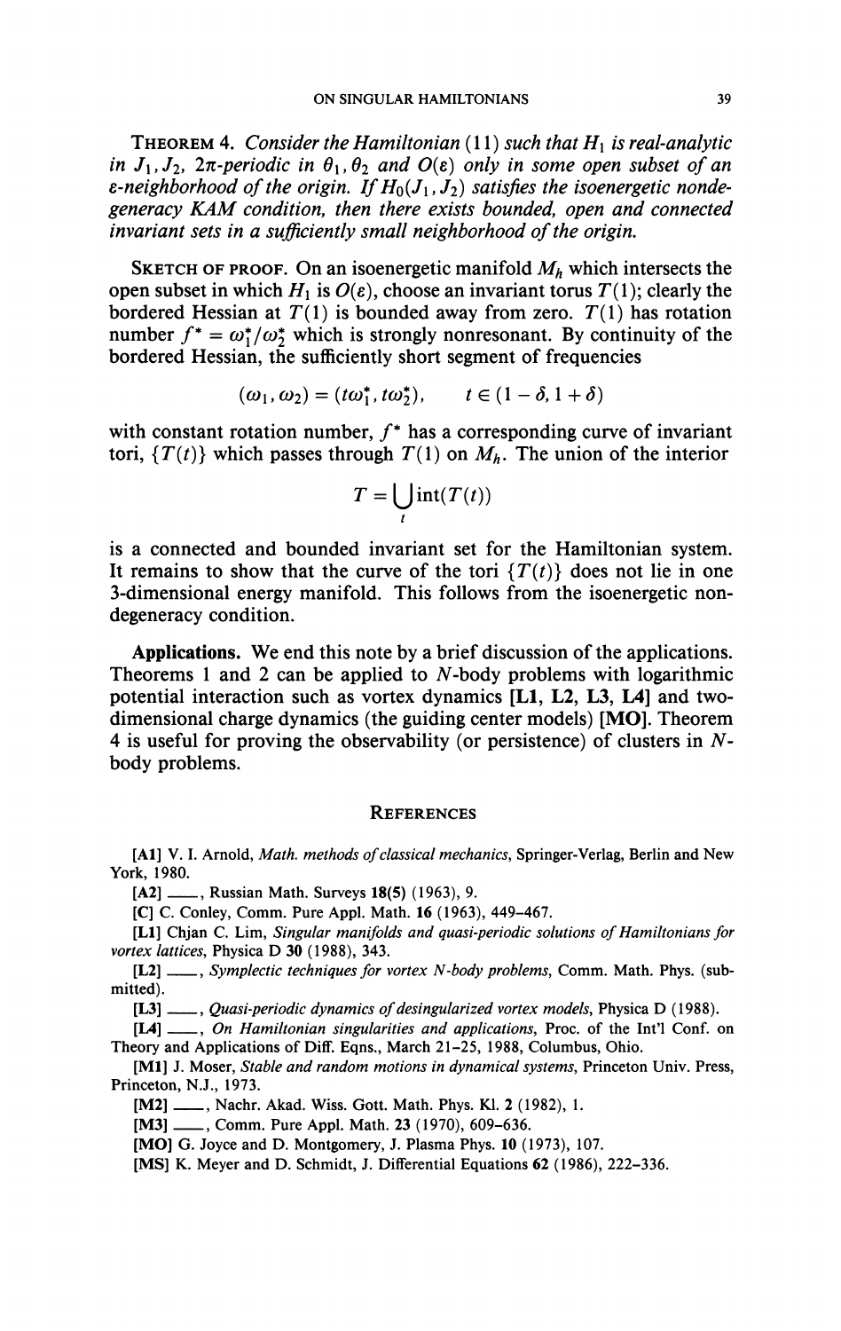**Theorem 4.** *Consider the Hamiltonian (11) such that $H_1$ is real-analytic in $J_1, J_2$, $2\pi$-periodic in $\theta_1, \theta_2$ and $O(\varepsilon)$ only in some open subset of an $\varepsilon$-neighborhood of the origin. If $H_0(J_1, J_2)$ satisfies the isoenergetic nondegeneracy KAM condition, then there exists bounded, open and connected invariant sets in a sufficiently small neighborhood of the origin.*

Sketch of proof. On an isoenergetic manifold $M_h$ which intersects the open subset in which $H_1$ is $O(\varepsilon)$, choose an invariant torus $T(1)$; clearly the bordered Hessian at $T(1)$ is bounded away from zero. $T(1)$ has rotation number $f^* = \omega_1^*/\omega_2^*$ which is strongly nonresonant. By continuity of the bordered Hessian, the sufficiently short segment of frequencies

$$(\omega_1, \omega_2) = (t\omega_1^*, t\omega_2^*), \qquad t \in (1-\delta, 1+\delta)$$

with constant rotation number, $f^*$ has a corresponding curve of invariant tori, $\{T(t)\}$ which passes through $T(1)$ on $M_h$. The union of the interior

$$T = \bigcup_t \operatorname{int}(T(t))$$

is a connected and bounded invariant set for the Hamiltonian system. It remains to show that the curve of the tori $\{T(t)\}$ does not lie in one 3-dimensional energy manifold. This follows from the isoenergetic nondegeneracy condition.

**Applications.** We end this note by a brief discussion of the applications. Theorems 1 and 2 can be applied to $N$-body problems with logarithmic potential interaction such as vortex dynamics **[L1, L2, L3, L4]** and two-dimensional charge dynamics (the guiding center models) **[MO]**. Theorem 4 is useful for proving the observability (or persistence) of clusters in $N$-body problems.

## References

[A1] V. I. Arnold, *Math. methods of classical mechanics*, Springer-Verlag, Berlin and New York, 1980.

[A2] ——, Russian Math. Surveys **18(5)** (1963), 9.

[C] C. Conley, Comm. Pure Appl. Math. **16** (1963), 449–467.

[L1] Chjan C. Lim, *Singular manifolds and quasi-periodic solutions of Hamiltonians for vortex lattices*, Physica D **30** (1988), 343.

[L2] ——, *Symplectic techniques for vortex N-body problems*, Comm. Math. Phys. (submitted).

[L3] ——, *Quasi-periodic dynamics of desingularized vortex models*, Physica D (1988).

[L4] ——, *On Hamiltonian singularities and applications*, Proc. of the Int'l Conf. on Theory and Applications of Diff. Eqns., March 21–25, 1988, Columbus, Ohio.

[M1] J. Moser, *Stable and random motions in dynamical systems*, Princeton Univ. Press, Princeton, N.J., 1973.

[M2] ——, Nachr. Akad. Wiss. Gott. Math. Phys. Kl. **2** (1982), 1.

[M3] ——, Comm. Pure Appl. Math. **23** (1970), 609–636.

[MO] G. Joyce and D. Montgomery, J. Plasma Phys. **10** (1973), 107.

[MS] K. Meyer and D. Schmidt, J. Differential Equations **62** (1986), 222–336.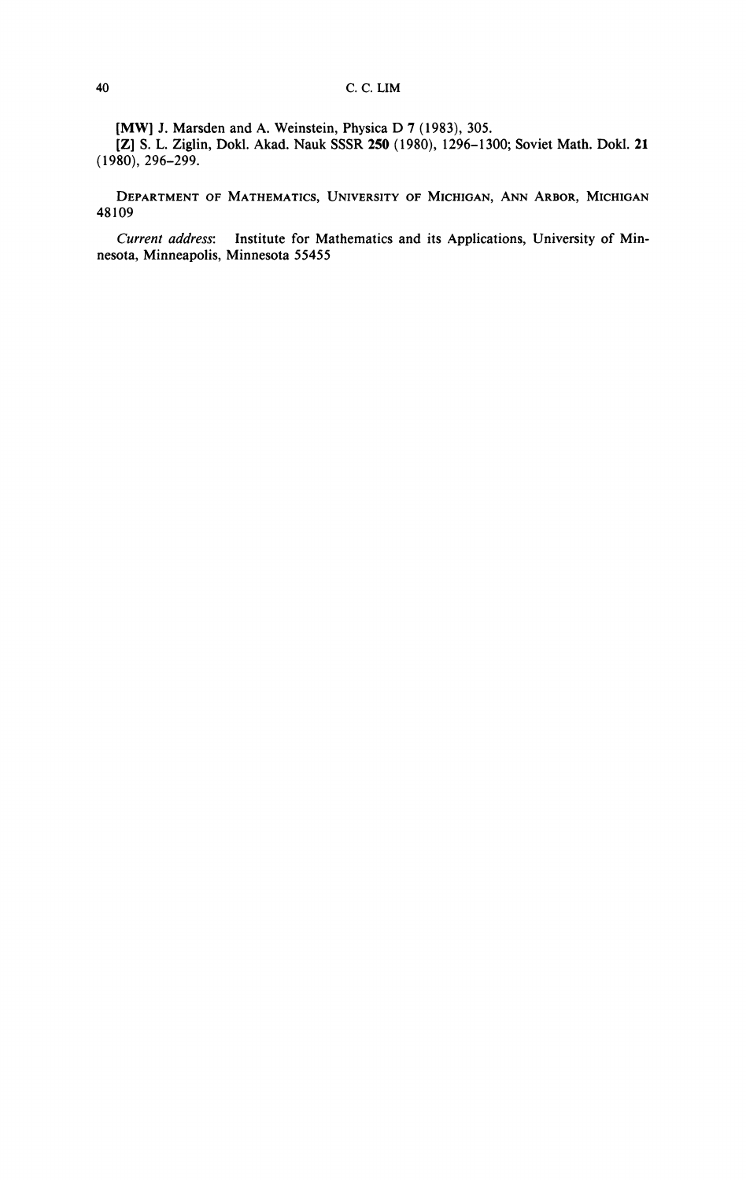**[MW]** J. Marsden and A. Weinstein, Physica D **7** (1983), 305.

**[Z]** S. L. Ziglin, Dokl. Akad. Nauk SSSR **250** (1980), 1296–1300; Soviet Math. Dokl. **21** (1980), 296–299.

Department of Mathematics, University of Michigan, Ann Arbor, Michigan 48109

*Current address*: Institute for Mathematics and its Applications, University of Minnesota, Minneapolis, Minnesota 55455